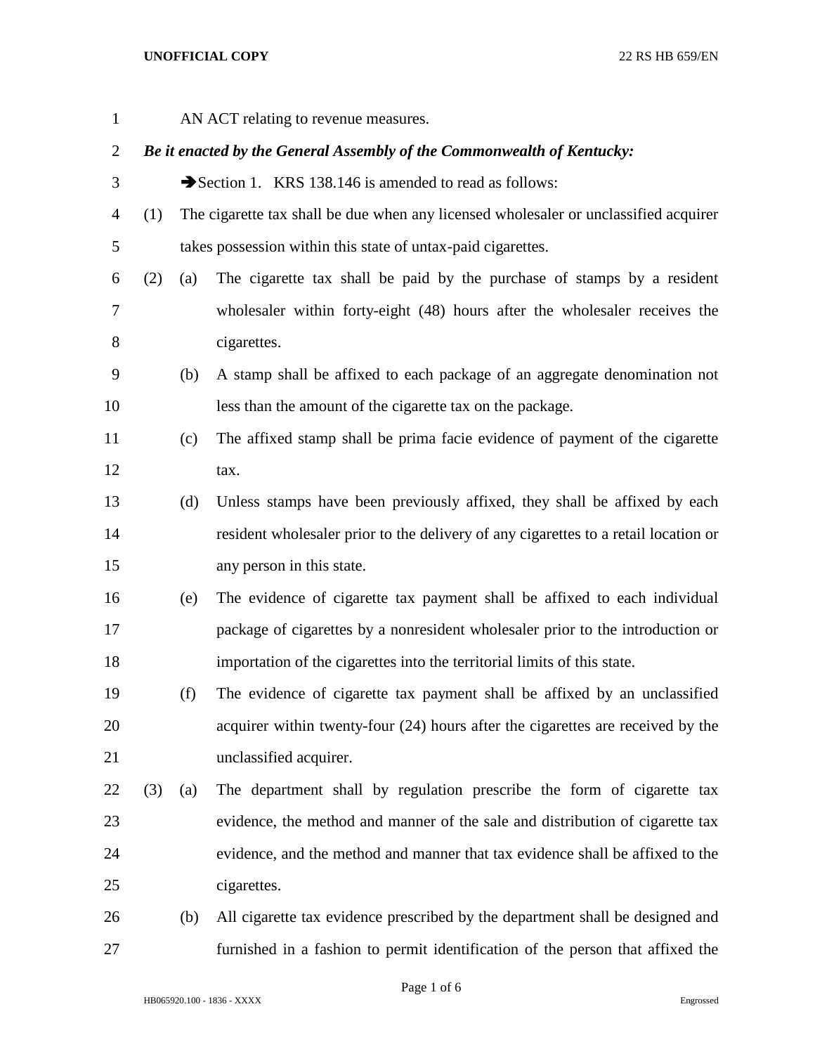AN ACT relating to revenue measures.

***Be it enacted by the General Assembly of the Commonwealth of Kentucky:***

➔Section 1. KRS 138.146 is amended to read as follows:

(1) The cigarette tax shall be due when any licensed wholesaler or unclassified acquirer takes possession within this state of untax-paid cigarettes.

(2) (a) The cigarette tax shall be paid by the purchase of stamps by a resident wholesaler within forty-eight (48) hours after the wholesaler receives the cigarettes.

(b) A stamp shall be affixed to each package of an aggregate denomination not less than the amount of the cigarette tax on the package.

(c) The affixed stamp shall be prima facie evidence of payment of the cigarette tax.

(d) Unless stamps have been previously affixed, they shall be affixed by each resident wholesaler prior to the delivery of any cigarettes to a retail location or any person in this state.

(e) The evidence of cigarette tax payment shall be affixed to each individual package of cigarettes by a nonresident wholesaler prior to the introduction or importation of the cigarettes into the territorial limits of this state.

(f) The evidence of cigarette tax payment shall be affixed by an unclassified acquirer within twenty-four (24) hours after the cigarettes are received by the unclassified acquirer.

(3) (a) The department shall by regulation prescribe the form of cigarette tax evidence, the method and manner of the sale and distribution of cigarette tax evidence, and the method and manner that tax evidence shall be affixed to the cigarettes.

(b) All cigarette tax evidence prescribed by the department shall be designed and furnished in a fashion to permit identification of the person that affixed the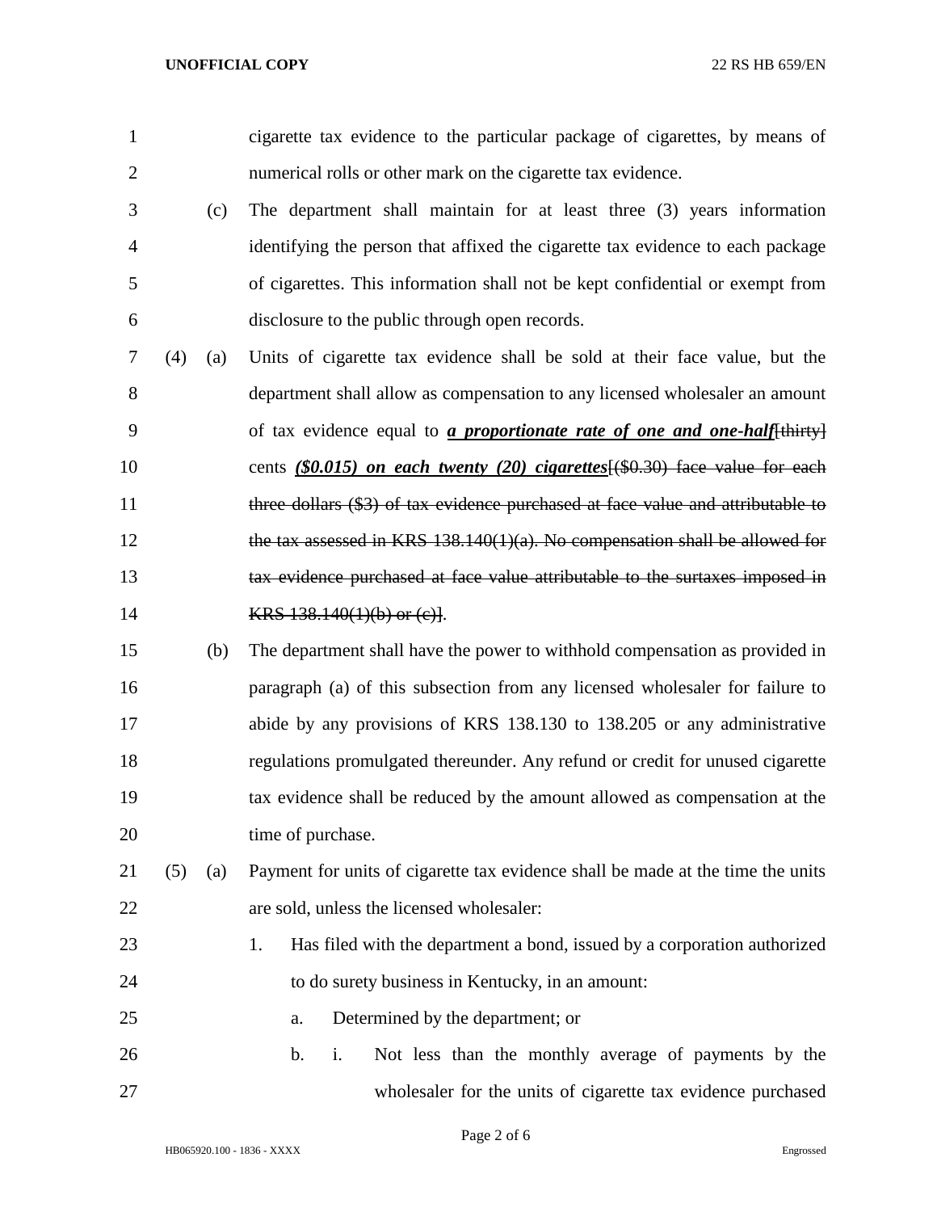cigarette tax evidence to the particular package of cigarettes, by means of numerical rolls or other mark on the cigarette tax evidence.

(c) The department shall maintain for at least three (3) years information identifying the person that affixed the cigarette tax evidence to each package of cigarettes. This information shall not be kept confidential or exempt from disclosure to the public through open records.

(4) (a) Units of cigarette tax evidence shall be sold at their face value, but the department shall allow as compensation to any licensed wholesaler an amount of tax evidence equal to ***a proportionate rate of one and one-half***~~[thirty]~~ cents ***($0.015) on each twenty (20) cigarettes***~~[($0.30) face value for each three dollars ($3) of tax evidence purchased at face value and attributable to the tax assessed in KRS 138.140(1)(a). No compensation shall be allowed for tax evidence purchased at face value attributable to the surtaxes imposed in KRS 138.140(1)(b) or (c)]~~.

(b) The department shall have the power to withhold compensation as provided in paragraph (a) of this subsection from any licensed wholesaler for failure to abide by any provisions of KRS 138.130 to 138.205 or any administrative regulations promulgated thereunder. Any refund or credit for unused cigarette tax evidence shall be reduced by the amount allowed as compensation at the time of purchase.

(5) (a) Payment for units of cigarette tax evidence shall be made at the time the units are sold, unless the licensed wholesaler:

1. Has filed with the department a bond, issued by a corporation authorized to do surety business in Kentucky, in an amount:

   a. Determined by the department; or

   b. i. Not less than the monthly average of payments by the wholesaler for the units of cigarette tax evidence purchased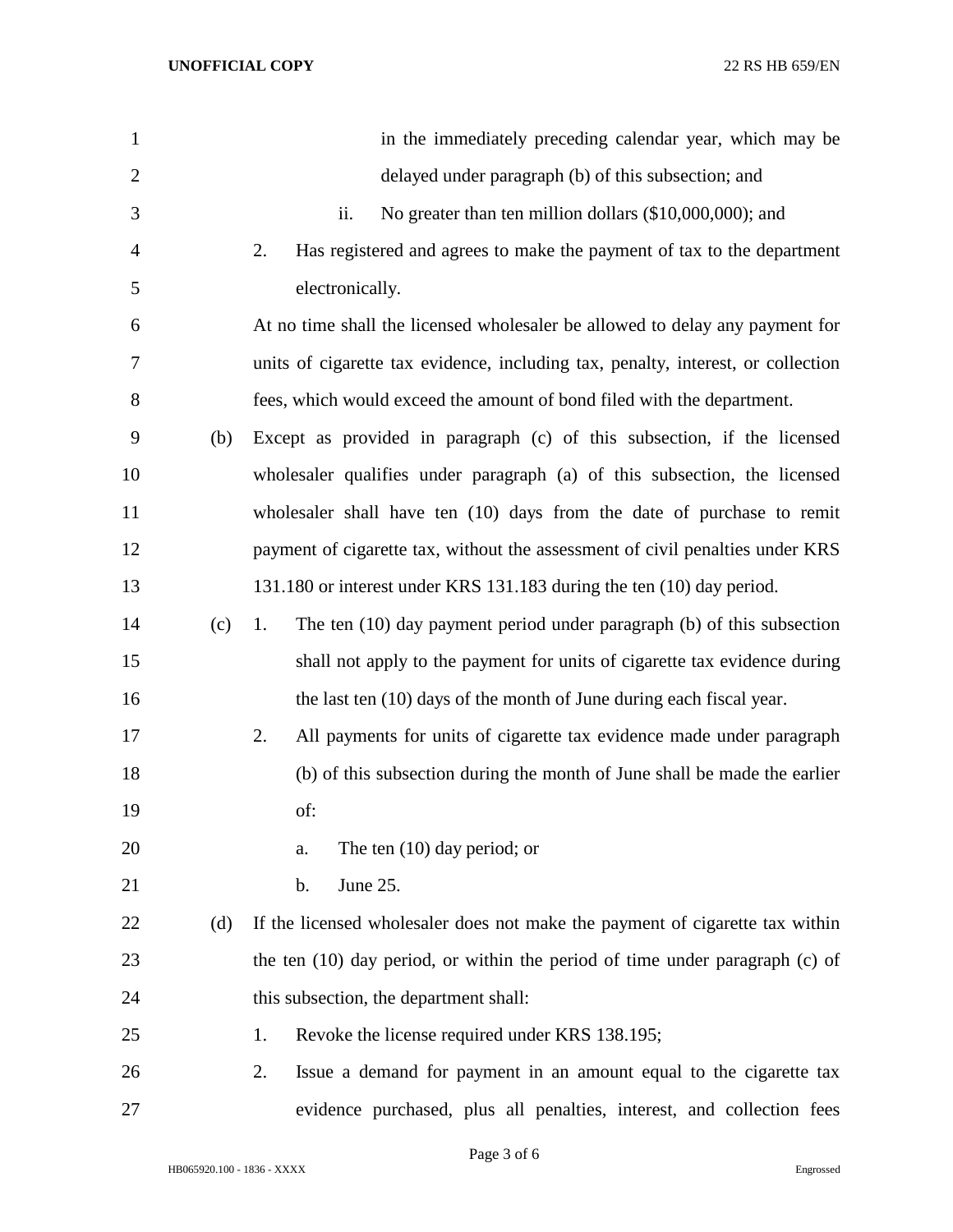in the immediately preceding calendar year, which may be delayed under paragraph (b) of this subsection; and

ii. No greater than ten million dollars ($10,000,000); and

2. Has registered and agrees to make the payment of tax to the department electronically.

At no time shall the licensed wholesaler be allowed to delay any payment for units of cigarette tax evidence, including tax, penalty, interest, or collection fees, which would exceed the amount of bond filed with the department.

(b) Except as provided in paragraph (c) of this subsection, if the licensed wholesaler qualifies under paragraph (a) of this subsection, the licensed wholesaler shall have ten (10) days from the date of purchase to remit payment of cigarette tax, without the assessment of civil penalties under KRS 131.180 or interest under KRS 131.183 during the ten (10) day period.

(c) 1. The ten (10) day payment period under paragraph (b) of this subsection shall not apply to the payment for units of cigarette tax evidence during the last ten (10) days of the month of June during each fiscal year.

2. All payments for units of cigarette tax evidence made under paragraph (b) of this subsection during the month of June shall be made the earlier of:

a. The ten (10) day period; or

b. June 25.

(d) If the licensed wholesaler does not make the payment of cigarette tax within the ten (10) day period, or within the period of time under paragraph (c) of this subsection, the department shall:

1. Revoke the license required under KRS 138.195;

2. Issue a demand for payment in an amount equal to the cigarette tax evidence purchased, plus all penalties, interest, and collection fees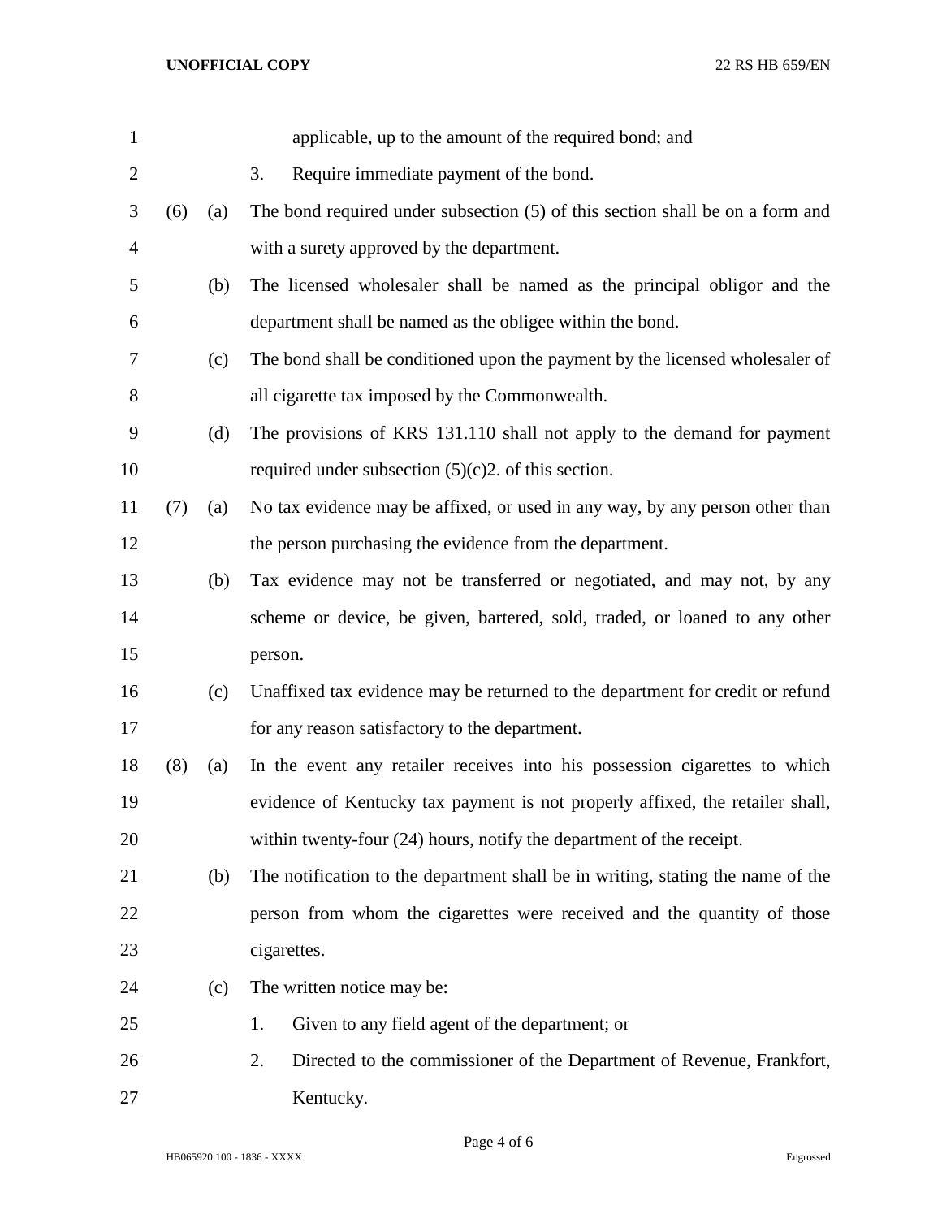applicable, up to the amount of the required bond; and

3. Require immediate payment of the bond.

(6) (a) The bond required under subsection (5) of this section shall be on a form and with a surety approved by the department.

(b) The licensed wholesaler shall be named as the principal obligor and the department shall be named as the obligee within the bond.

(c) The bond shall be conditioned upon the payment by the licensed wholesaler of all cigarette tax imposed by the Commonwealth.

(d) The provisions of KRS 131.110 shall not apply to the demand for payment required under subsection (5)(c)2. of this section.

(7) (a) No tax evidence may be affixed, or used in any way, by any person other than the person purchasing the evidence from the department.

(b) Tax evidence may not be transferred or negotiated, and may not, by any scheme or device, be given, bartered, sold, traded, or loaned to any other person.

(c) Unaffixed tax evidence may be returned to the department for credit or refund for any reason satisfactory to the department.

(8) (a) In the event any retailer receives into his possession cigarettes to which evidence of Kentucky tax payment is not properly affixed, the retailer shall, within twenty-four (24) hours, notify the department of the receipt.

(b) The notification to the department shall be in writing, stating the name of the person from whom the cigarettes were received and the quantity of those cigarettes.

(c) The written notice may be:

1. Given to any field agent of the department; or

2. Directed to the commissioner of the Department of Revenue, Frankfort, Kentucky.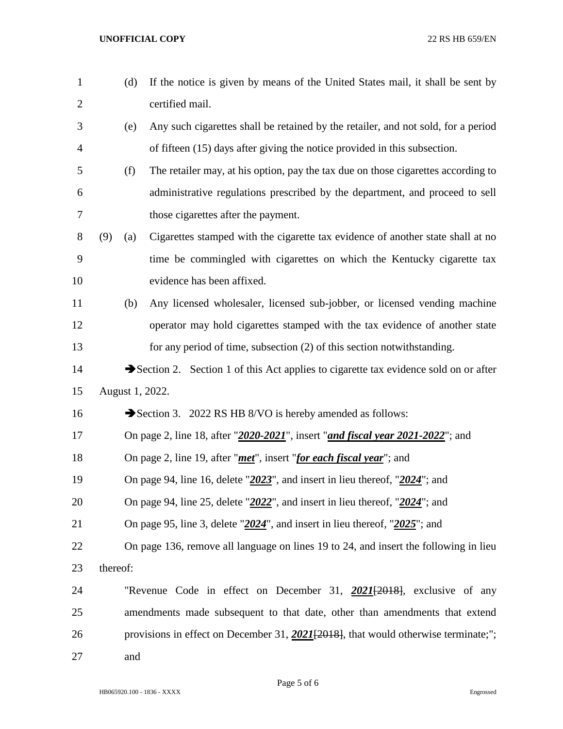(d) If the notice is given by means of the United States mail, it shall be sent by certified mail.

(e) Any such cigarettes shall be retained by the retailer, and not sold, for a period of fifteen (15) days after giving the notice provided in this subsection.

(f) The retailer may, at his option, pay the tax due on those cigarettes according to administrative regulations prescribed by the department, and proceed to sell those cigarettes after the payment.

(9) (a) Cigarettes stamped with the cigarette tax evidence of another state shall at no time be commingled with cigarettes on which the Kentucky cigarette tax evidence has been affixed.

(b) Any licensed wholesaler, licensed sub-jobber, or licensed vending machine operator may hold cigarettes stamped with the tax evidence of another state for any period of time, subsection (2) of this section notwithstanding.

➔Section 2. Section 1 of this Act applies to cigarette tax evidence sold on or after August 1, 2022.

➔Section 3. 2022 RS HB 8/VO is hereby amended as follows:

On page 2, line 18, after "***2020-2021***", insert "***and fiscal year 2021-2022***"; and

On page 2, line 19, after "***met***", insert "***for each fiscal year***"; and

On page 94, line 16, delete "***2023***", and insert in lieu thereof, "***2024***"; and

On page 94, line 25, delete "***2022***", and insert in lieu thereof, "***2024***"; and

On page 95, line 3, delete "***2024***", and insert in lieu thereof, "***2025***"; and

On page 136, remove all language on lines 19 to 24, and insert the following in lieu thereof:

"Revenue Code in effect on December 31, ***2021***~~[2018]~~, exclusive of any amendments made subsequent to that date, other than amendments that extend provisions in effect on December 31, ***2021***~~[2018]~~, that would otherwise terminate;"; and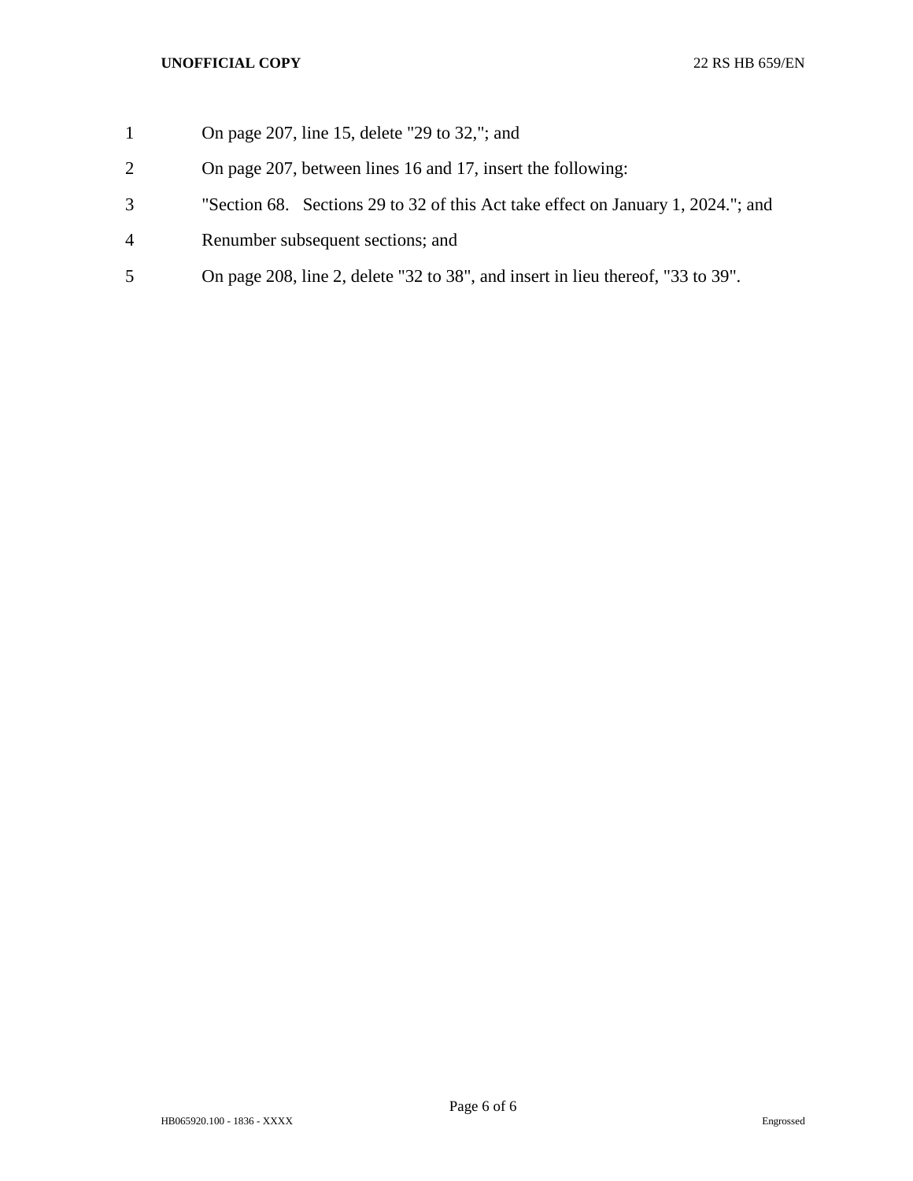On page 207, line 15, delete "29 to 32,"; and

On page 207, between lines 16 and 17, insert the following:

"Section 68. Sections 29 to 32 of this Act take effect on January 1, 2024."; and

Renumber subsequent sections; and

On page 208, line 2, delete "32 to 38", and insert in lieu thereof, "33 to 39".